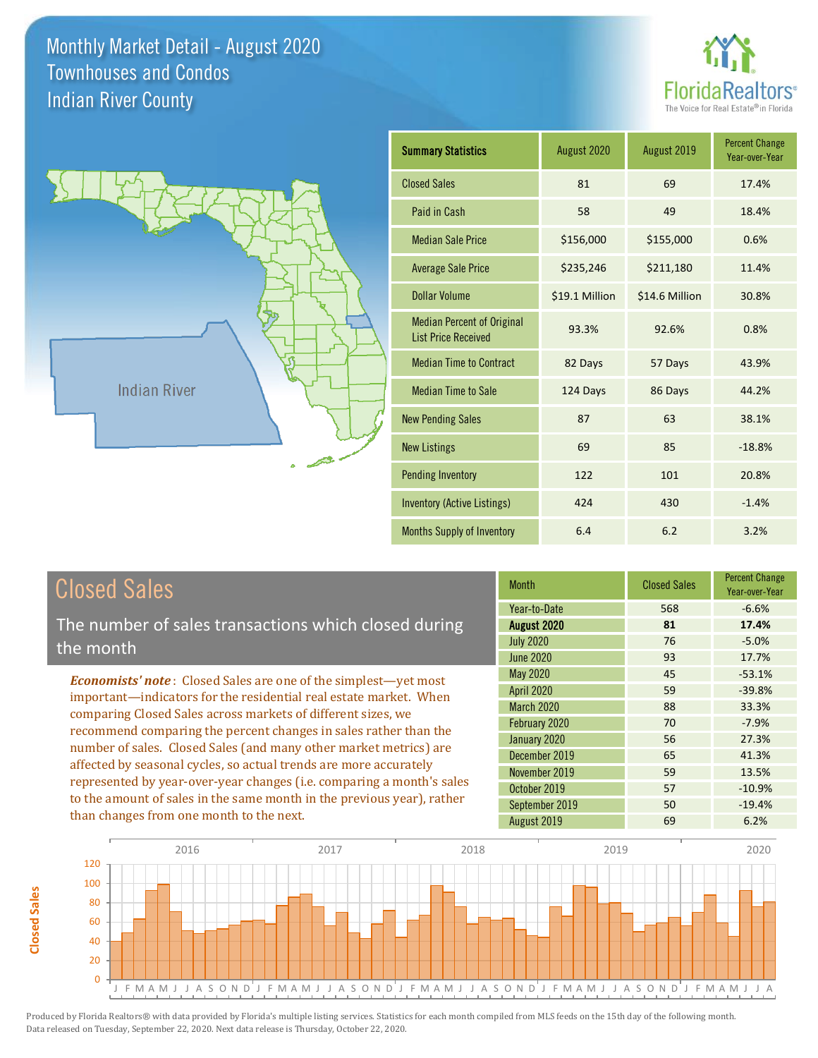# Monthly Market Detail - August 2020
## Townhouses and Condos
## Indian River County

FloridaRealtors® The Voice for Real Estate® in Florida

Indian River

| Summary Statistics | August 2020 | August 2019 | Percent Change Year-over-Year |
|---|---|---|---|
| Closed Sales | 81 | 69 | 17.4% |
| Paid in Cash | 58 | 49 | 18.4% |
| Median Sale Price | $156,000 | $155,000 | 0.6% |
| Average Sale Price | $235,246 | $211,180 | 11.4% |
| Dollar Volume | $19.1 Million | $14.6 Million | 30.8% |
| Median Percent of Original List Price Received | 93.3% | 92.6% | 0.8% |
| Median Time to Contract | 82 Days | 57 Days | 43.9% |
| Median Time to Sale | 124 Days | 86 Days | 44.2% |
| New Pending Sales | 87 | 63 | 38.1% |
| New Listings | 69 | 85 | -18.8% |
| Pending Inventory | 122 | 101 | 20.8% |
| Inventory (Active Listings) | 424 | 430 | -1.4% |
| Months Supply of Inventory | 6.4 | 6.2 | 3.2% |

## Closed Sales

The number of sales transactions which closed during the month

***Economists' note***: Closed Sales are one of the simplest—yet most important—indicators for the residential real estate market. When comparing Closed Sales across markets of different sizes, we recommend comparing the percent changes in sales rather than the number of sales. Closed Sales (and many other market metrics) are affected by seasonal cycles, so actual trends are more accurately represented by year-over-year changes (i.e. comparing a month's sales to the amount of sales in the same month in the previous year), rather than changes from one month to the next.

| Month | Closed Sales | Percent Change Year-over-Year |
|---|---|---|
| Year-to-Date | 568 | -6.6% |
| **August 2020** | **81** | **17.4%** |
| July 2020 | 76 | -5.0% |
| June 2020 | 93 | 17.7% |
| May 2020 | 45 | -53.1% |
| April 2020 | 59 | -39.8% |
| March 2020 | 88 | 33.3% |
| February 2020 | 70 | -7.9% |
| January 2020 | 56 | 27.3% |
| December 2019 | 65 | 41.3% |
| November 2019 | 59 | 13.5% |
| October 2019 | 57 | -10.9% |
| September 2019 | 50 | -19.4% |
| August 2019 | 69 | 6.2% |

Produced by Florida Realtors® with data provided by Florida's multiple listing services. Statistics for each month compiled from MLS feeds on the 15th day of the following month. Data released on Tuesday, September 22, 2020. Next data release is Thursday, October 22, 2020.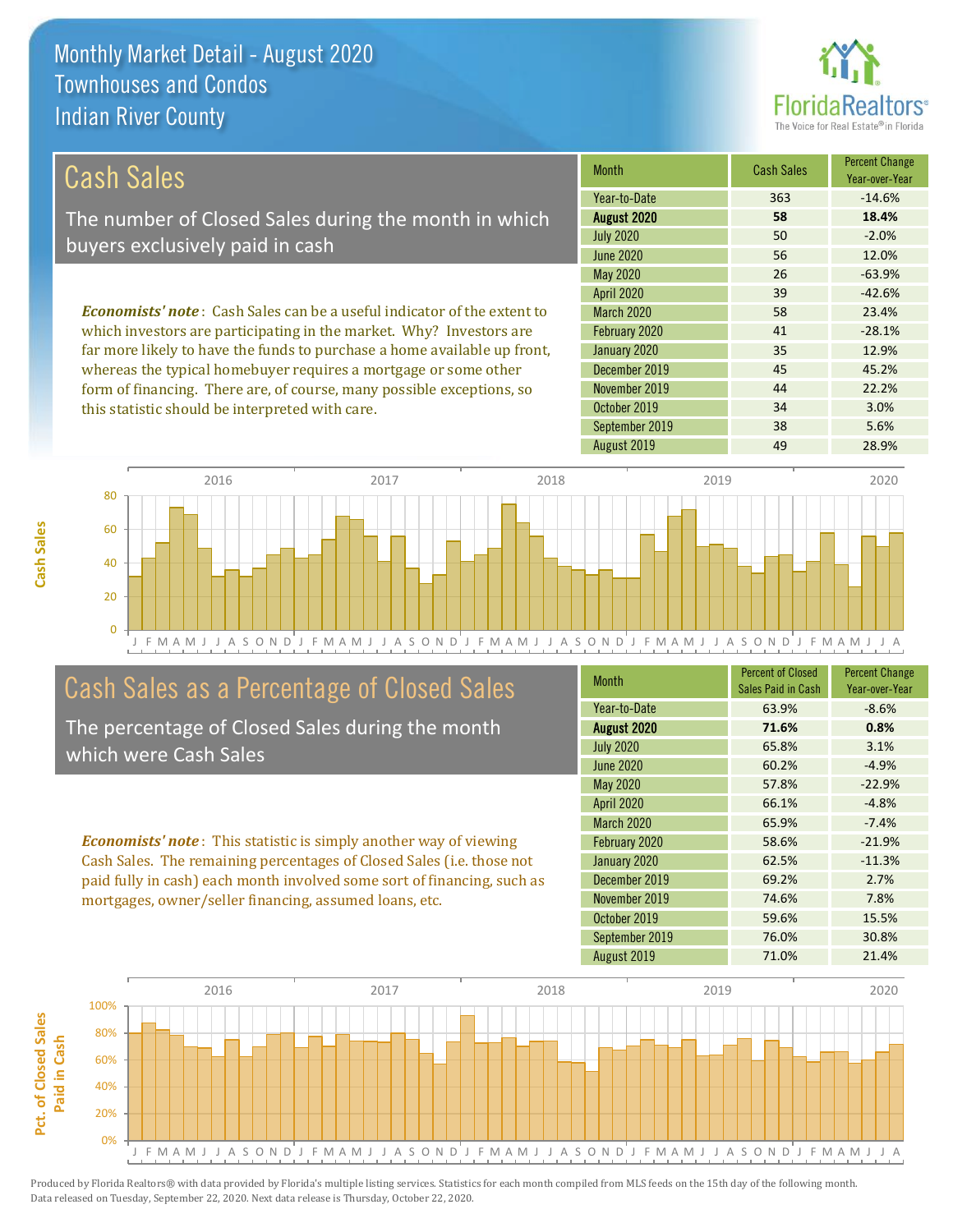# Monthly Market Detail - August 2020
## Townhouses and Condos
## Indian River County

## Cash Sales

The number of Closed Sales during the month in which buyers exclusively paid in cash

*Economists' note*: Cash Sales can be a useful indicator of the extent to which investors are participating in the market. Why? Investors are far more likely to have the funds to purchase a home available up front, whereas the typical homebuyer requires a mortgage or some other form of financing. There are, of course, many possible exceptions, so this statistic should be interpreted with care.

| Month | Cash Sales | Percent Change Year-over-Year |
|---|---|---|
| Year-to-Date | 363 | -14.6% |
| **August 2020** | **58** | **18.4%** |
| July 2020 | 50 | -2.0% |
| June 2020 | 56 | 12.0% |
| May 2020 | 26 | -63.9% |
| April 2020 | 39 | -42.6% |
| March 2020 | 58 | 23.4% |
| February 2020 | 41 | -28.1% |
| January 2020 | 35 | 12.9% |
| December 2019 | 45 | 45.2% |
| November 2019 | 44 | 22.2% |
| October 2019 | 34 | 3.0% |
| September 2019 | 38 | 5.6% |
| August 2019 | 49 | 28.9% |

## Cash Sales as a Percentage of Closed Sales

The percentage of Closed Sales during the month which were Cash Sales

*Economists' note*: This statistic is simply another way of viewing Cash Sales. The remaining percentages of Closed Sales (i.e. those not paid fully in cash) each month involved some sort of financing, such as mortgages, owner/seller financing, assumed loans, etc.

| Month | Percent of Closed Sales Paid in Cash | Percent Change Year-over-Year |
|---|---|---|
| Year-to-Date | 63.9% | -8.6% |
| **August 2020** | **71.6%** | **0.8%** |
| July 2020 | 65.8% | 3.1% |
| June 2020 | 60.2% | -4.9% |
| May 2020 | 57.8% | -22.9% |
| April 2020 | 66.1% | -4.8% |
| March 2020 | 65.9% | -7.4% |
| February 2020 | 58.6% | -21.9% |
| January 2020 | 62.5% | -11.3% |
| December 2019 | 69.2% | 2.7% |
| November 2019 | 74.6% | 7.8% |
| October 2019 | 59.6% | 15.5% |
| September 2019 | 76.0% | 30.8% |
| August 2019 | 71.0% | 21.4% |

Produced by Florida Realtors® with data provided by Florida's multiple listing services. Statistics for each month compiled from MLS feeds on the 15th day of the following month. Data released on Tuesday, September 22, 2020. Next data release is Thursday, October 22, 2020.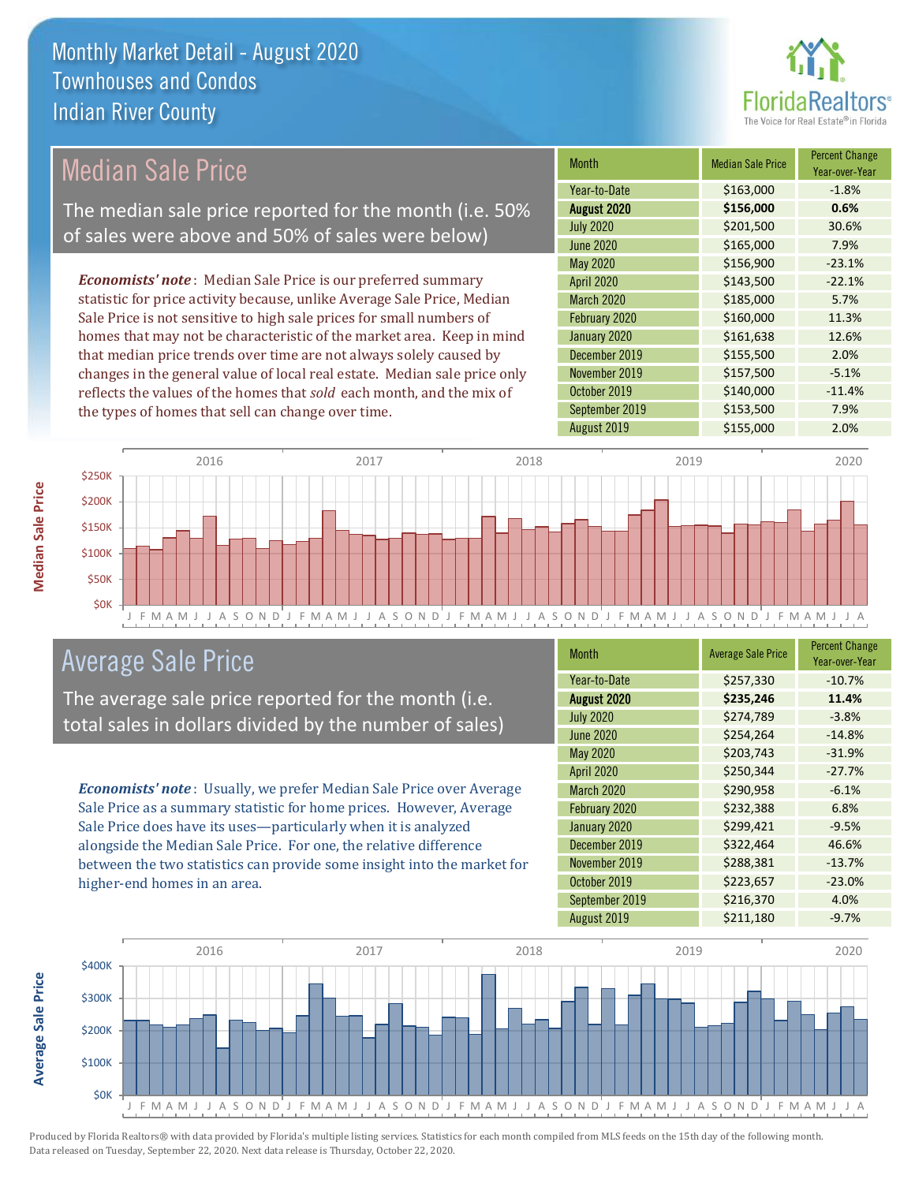# Monthly Market Detail - August 2020
## Townhouses and Condos
## Indian River County

## Median Sale Price

The median sale price reported for the month (i.e. 50% of sales were above and 50% of sales were below)

***Economists' note***: Median Sale Price is our preferred summary statistic for price activity because, unlike Average Sale Price, Median Sale Price is not sensitive to high sale prices for small numbers of homes that may not be characteristic of the market area. Keep in mind that median price trends over time are not always solely caused by changes in the general value of local real estate. Median sale price only reflects the values of the homes that *sold* each month, and the mix of the types of homes that sell can change over time.

| Month | Median Sale Price | Percent Change Year-over-Year |
|---|---|---|
| Year-to-Date | $163,000 | -1.8% |
| **August 2020** | **$156,000** | **0.6%** |
| July 2020 | $201,500 | 30.6% |
| June 2020 | $165,000 | 7.9% |
| May 2020 | $156,900 | -23.1% |
| April 2020 | $143,500 | -22.1% |
| March 2020 | $185,000 | 5.7% |
| February 2020 | $160,000 | 11.3% |
| January 2020 | $161,638 | 12.6% |
| December 2019 | $155,500 | 2.0% |
| November 2019 | $157,500 | -5.1% |
| October 2019 | $140,000 | -11.4% |
| September 2019 | $153,500 | 7.9% |
| August 2019 | $155,000 | 2.0% |

## Average Sale Price

The average sale price reported for the month (i.e. total sales in dollars divided by the number of sales)

***Economists' note***: Usually, we prefer Median Sale Price over Average Sale Price as a summary statistic for home prices. However, Average Sale Price does have its uses—particularly when it is analyzed alongside the Median Sale Price. For one, the relative difference between the two statistics can provide some insight into the market for higher-end homes in an area.

| Month | Average Sale Price | Percent Change Year-over-Year |
|---|---|---|
| Year-to-Date | $257,330 | -10.7% |
| **August 2020** | **$235,246** | **11.4%** |
| July 2020 | $274,789 | -3.8% |
| June 2020 | $254,264 | -14.8% |
| May 2020 | $203,743 | -31.9% |
| April 2020 | $250,344 | -27.7% |
| March 2020 | $290,958 | -6.1% |
| February 2020 | $232,388 | 6.8% |
| January 2020 | $299,421 | -9.5% |
| December 2019 | $322,464 | 46.6% |
| November 2019 | $288,381 | -13.7% |
| October 2019 | $223,657 | -23.0% |
| September 2019 | $216,370 | 4.0% |
| August 2019 | $211,180 | -9.7% |

Produced by Florida Realtors® with data provided by Florida's multiple listing services. Statistics for each month compiled from MLS feeds on the 15th day of the following month. Data released on Tuesday, September 22, 2020. Next data release is Thursday, October 22, 2020.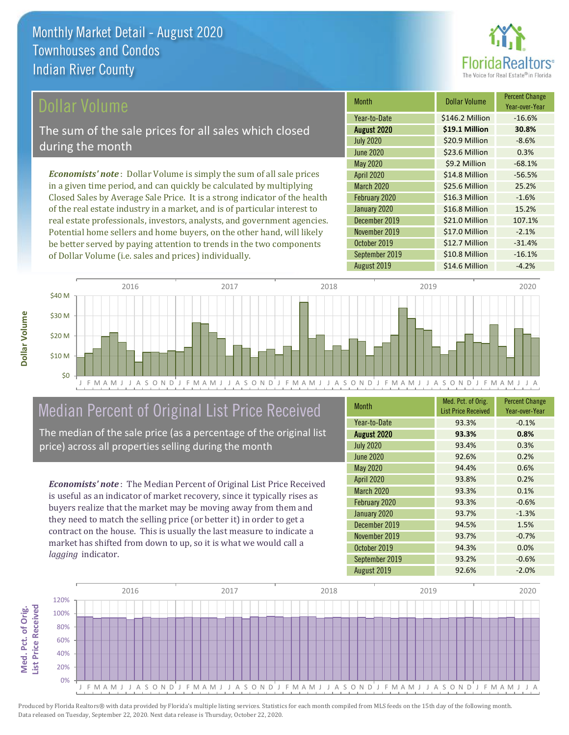# Monthly Market Detail - August 2020
## Townhouses and Condos
## Indian River County

## Dollar Volume

The sum of the sale prices for all sales which closed during the month

*Economists' note*: Dollar Volume is simply the sum of all sale prices in a given time period, and can quickly be calculated by multiplying Closed Sales by Average Sale Price. It is a strong indicator of the health of the real estate industry in a market, and is of particular interest to real estate professionals, investors, analysts, and government agencies. Potential home sellers and home buyers, on the other hand, will likely be better served by paying attention to trends in the two components of Dollar Volume (i.e. sales and prices) individually.

| Month | Dollar Volume | Percent Change Year-over-Year |
|---|---|---|
| Year-to-Date | $146.2 Million | -16.6% |
| **August 2020** | **$19.1 Million** | **30.8%** |
| July 2020 | $20.9 Million | -8.6% |
| June 2020 | $23.6 Million | 0.3% |
| May 2020 | $9.2 Million | -68.1% |
| April 2020 | $14.8 Million | -56.5% |
| March 2020 | $25.6 Million | 25.2% |
| February 2020 | $16.3 Million | -1.6% |
| January 2020 | $16.8 Million | 15.2% |
| December 2019 | $21.0 Million | 107.1% |
| November 2019 | $17.0 Million | -2.1% |
| October 2019 | $12.7 Million | -31.4% |
| September 2019 | $10.8 Million | -16.1% |
| August 2019 | $14.6 Million | -4.2% |

## Median Percent of Original List Price Received

The median of the sale price (as a percentage of the original list price) across all properties selling during the month

*Economists' note*: The Median Percent of Original List Price Received is useful as an indicator of market recovery, since it typically rises as buyers realize that the market may be moving away from them and they need to match the selling price (or better it) in order to get a contract on the house. This is usually the last measure to indicate a market has shifted from down to up, so it is what we would call a *lagging* indicator.

| Month | Med. Pct. of Orig. List Price Received | Percent Change Year-over-Year |
|---|---|---|
| Year-to-Date | 93.3% | -0.1% |
| **August 2020** | **93.3%** | **0.8%** |
| July 2020 | 93.4% | 0.3% |
| June 2020 | 92.6% | 0.2% |
| May 2020 | 94.4% | 0.6% |
| April 2020 | 93.8% | 0.2% |
| March 2020 | 93.3% | 0.1% |
| February 2020 | 93.3% | -0.6% |
| January 2020 | 93.7% | -1.3% |
| December 2019 | 94.5% | 1.5% |
| November 2019 | 93.7% | -0.7% |
| October 2019 | 94.3% | 0.0% |
| September 2019 | 93.2% | -0.6% |
| August 2019 | 92.6% | -2.0% |

Produced by Florida Realtors® with data provided by Florida's multiple listing services. Statistics for each month compiled from MLS feeds on the 15th day of the following month. Data released on Tuesday, September 22, 2020. Next data release is Thursday, October 22, 2020.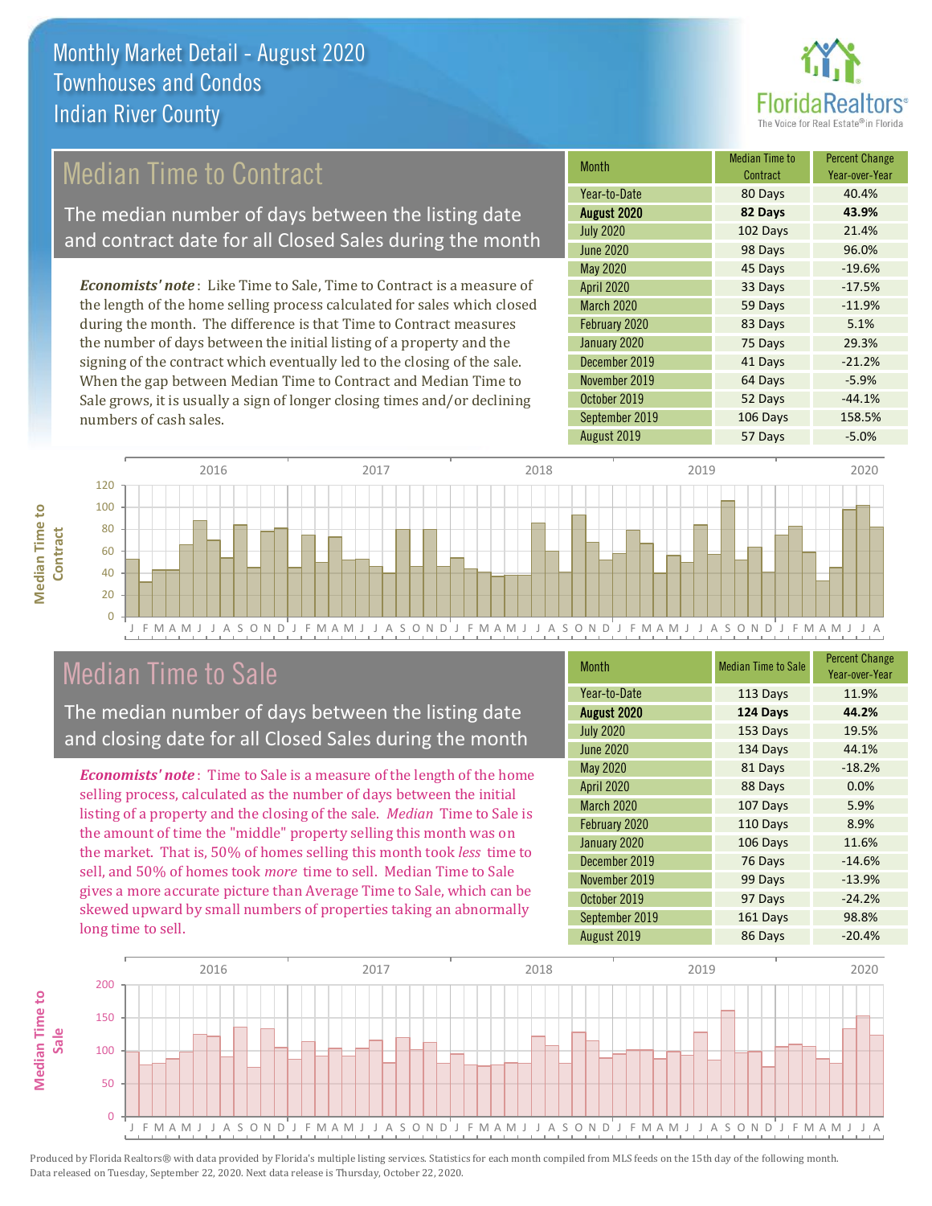# Monthly Market Detail - August 2020
## Townhouses and Condos
## Indian River County

## Median Time to Contract

The median number of days between the listing date and contract date for all Closed Sales during the month

*Economists' note*: Like Time to Sale, Time to Contract is a measure of the length of the home selling process calculated for sales which closed during the month. The difference is that Time to Contract measures the number of days between the initial listing of a property and the signing of the contract which eventually led to the closing of the sale. When the gap between Median Time to Contract and Median Time to Sale grows, it is usually a sign of longer closing times and/or declining numbers of cash sales.

| Month | Median Time to Contract | Percent Change Year-over-Year |
|---|---|---|
| Year-to-Date | 80 Days | 40.4% |
| **August 2020** | **82 Days** | **43.9%** |
| July 2020 | 102 Days | 21.4% |
| June 2020 | 98 Days | 96.0% |
| May 2020 | 45 Days | -19.6% |
| April 2020 | 33 Days | -17.5% |
| March 2020 | 59 Days | -11.9% |
| February 2020 | 83 Days | 5.1% |
| January 2020 | 75 Days | 29.3% |
| December 2019 | 41 Days | -21.2% |
| November 2019 | 64 Days | -5.9% |
| October 2019 | 52 Days | -44.1% |
| September 2019 | 106 Days | 158.5% |
| August 2019 | 57 Days | -5.0% |

## Median Time to Sale

The median number of days between the listing date and closing date for all Closed Sales during the month

*Economists' note*: Time to Sale is a measure of the length of the home selling process, calculated as the number of days between the initial listing of a property and the closing of the sale. *Median* Time to Sale is the amount of time the "middle" property selling this month was on the market. That is, 50% of homes selling this month took *less* time to sell, and 50% of homes took *more* time to sell. Median Time to Sale gives a more accurate picture than Average Time to Sale, which can be skewed upward by small numbers of properties taking an abnormally long time to sell.

| Month | Median Time to Sale | Percent Change Year-over-Year |
|---|---|---|
| Year-to-Date | 113 Days | 11.9% |
| **August 2020** | **124 Days** | **44.2%** |
| July 2020 | 153 Days | 19.5% |
| June 2020 | 134 Days | 44.1% |
| May 2020 | 81 Days | -18.2% |
| April 2020 | 88 Days | 0.0% |
| March 2020 | 107 Days | 5.9% |
| February 2020 | 110 Days | 8.9% |
| January 2020 | 106 Days | 11.6% |
| December 2019 | 76 Days | -14.6% |
| November 2019 | 99 Days | -13.9% |
| October 2019 | 97 Days | -24.2% |
| September 2019 | 161 Days | 98.8% |
| August 2019 | 86 Days | -20.4% |

Produced by Florida Realtors® with data provided by Florida's multiple listing services. Statistics for each month compiled from MLS feeds on the 15th day of the following month. Data released on Tuesday, September 22, 2020. Next data release is Thursday, October 22, 2020.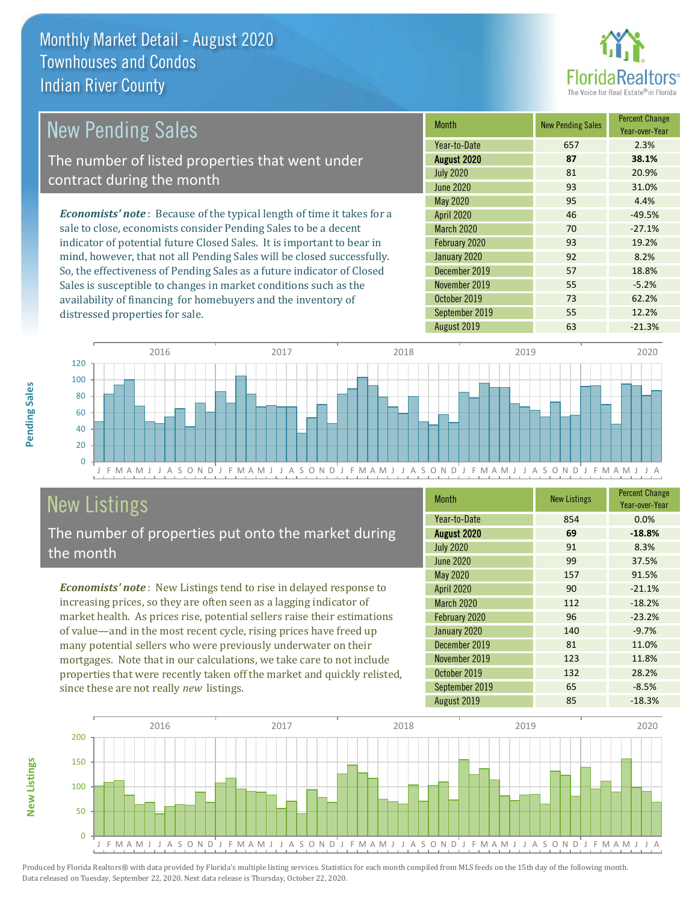# Monthly Market Detail - August 2020
## Townhouses and Condos
## Indian River County

## New Pending Sales

The number of listed properties that went under contract during the month

*Economists' note*: Because of the typical length of time it takes for a sale to close, economists consider Pending Sales to be a decent indicator of potential future Closed Sales. It is important to bear in mind, however, that not all Pending Sales will be closed successfully. So, the effectiveness of Pending Sales as a future indicator of Closed Sales is susceptible to changes in market conditions such as the availability of financing for homebuyers and the inventory of distressed properties for sale.

| Month | New Pending Sales | Percent Change Year-over-Year |
|---|---|---|
| Year-to-Date | 657 | 2.3% |
| **August 2020** | **87** | **38.1%** |
| July 2020 | 81 | 20.9% |
| June 2020 | 93 | 31.0% |
| May 2020 | 95 | 4.4% |
| April 2020 | 46 | -49.5% |
| March 2020 | 70 | -27.1% |
| February 2020 | 93 | 19.2% |
| January 2020 | 92 | 8.2% |
| December 2019 | 57 | 18.8% |
| November 2019 | 55 | -5.2% |
| October 2019 | 73 | 62.2% |
| September 2019 | 55 | 12.2% |
| August 2019 | 63 | -21.3% |

## New Listings

The number of properties put onto the market during the month

*Economists' note*: New Listings tend to rise in delayed response to increasing prices, so they are often seen as a lagging indicator of market health. As prices rise, potential sellers raise their estimations of value—and in the most recent cycle, rising prices have freed up many potential sellers who were previously underwater on their mortgages. Note that in our calculations, we take care to not include properties that were recently taken off the market and quickly relisted, since these are not really *new* listings.

| Month | New Listings | Percent Change Year-over-Year |
|---|---|---|
| Year-to-Date | 854 | 0.0% |
| **August 2020** | **69** | **-18.8%** |
| July 2020 | 91 | 8.3% |
| June 2020 | 99 | 37.5% |
| May 2020 | 157 | 91.5% |
| April 2020 | 90 | -21.1% |
| March 2020 | 112 | -18.2% |
| February 2020 | 96 | -23.2% |
| January 2020 | 140 | -9.7% |
| December 2019 | 81 | 11.0% |
| November 2019 | 123 | 11.8% |
| October 2019 | 132 | 28.2% |
| September 2019 | 65 | -8.5% |
| August 2019 | 85 | -18.3% |

Produced by Florida Realtors® with data provided by Florida's multiple listing services. Statistics for each month compiled from MLS feeds on the 15th day of the following month. Data released on Tuesday, September 22, 2020. Next data release is Thursday, October 22, 2020.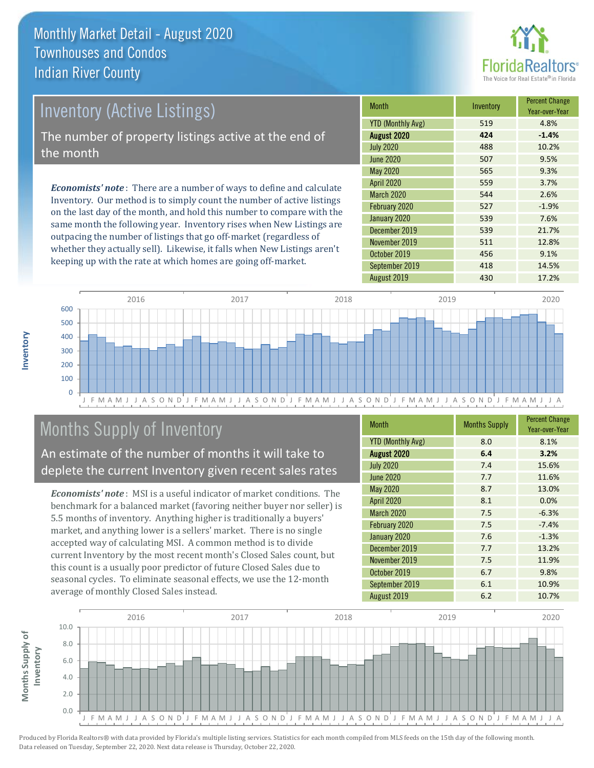# Monthly Market Detail - August 2020
## Townhouses and Condos
## Indian River County

## Inventory (Active Listings)

The number of property listings active at the end of the month

***Economists' note***: There are a number of ways to define and calculate Inventory. Our method is to simply count the number of active listings on the last day of the month, and hold this number to compare with the same month the following year. Inventory rises when New Listings are outpacing the number of listings that go off-market (regardless of whether they actually sell). Likewise, it falls when New Listings aren't keeping up with the rate at which homes are going off-market.

| Month | Inventory | Percent Change Year-over-Year |
|---|---|---|
| YTD (Monthly Avg) | 519 | 4.8% |
| **August 2020** | **424** | **-1.4%** |
| July 2020 | 488 | 10.2% |
| June 2020 | 507 | 9.5% |
| May 2020 | 565 | 9.3% |
| April 2020 | 559 | 3.7% |
| March 2020 | 544 | 2.6% |
| February 2020 | 527 | -1.9% |
| January 2020 | 539 | 7.6% |
| December 2019 | 539 | 21.7% |
| November 2019 | 511 | 12.8% |
| October 2019 | 456 | 9.1% |
| September 2019 | 418 | 14.5% |
| August 2019 | 430 | 17.2% |

## Months Supply of Inventory

An estimate of the number of months it will take to deplete the current Inventory given recent sales rates

***Economists' note***: MSI is a useful indicator of market conditions. The benchmark for a balanced market (favoring neither buyer nor seller) is 5.5 months of inventory. Anything higher is traditionally a buyers' market, and anything lower is a sellers' market. There is no single accepted way of calculating MSI. A common method is to divide current Inventory by the most recent month's Closed Sales count, but this count is a usually poor predictor of future Closed Sales due to seasonal cycles. To eliminate seasonal effects, we use the 12-month average of monthly Closed Sales instead.

| Month | Months Supply | Percent Change Year-over-Year |
|---|---|---|
| YTD (Monthly Avg) | 8.0 | 8.1% |
| **August 2020** | **6.4** | **3.2%** |
| July 2020 | 7.4 | 15.6% |
| June 2020 | 7.7 | 11.6% |
| May 2020 | 8.7 | 13.0% |
| April 2020 | 8.1 | 0.0% |
| March 2020 | 7.5 | -6.3% |
| February 2020 | 7.5 | -7.4% |
| January 2020 | 7.6 | -1.3% |
| December 2019 | 7.7 | 13.2% |
| November 2019 | 7.5 | 11.9% |
| October 2019 | 6.7 | 9.8% |
| September 2019 | 6.1 | 10.9% |
| August 2019 | 6.2 | 10.7% |

Produced by Florida Realtors® with data provided by Florida's multiple listing services. Statistics for each month compiled from MLS feeds on the 15th day of the following month. Data released on Tuesday, September 22, 2020. Next data release is Thursday, October 22, 2020.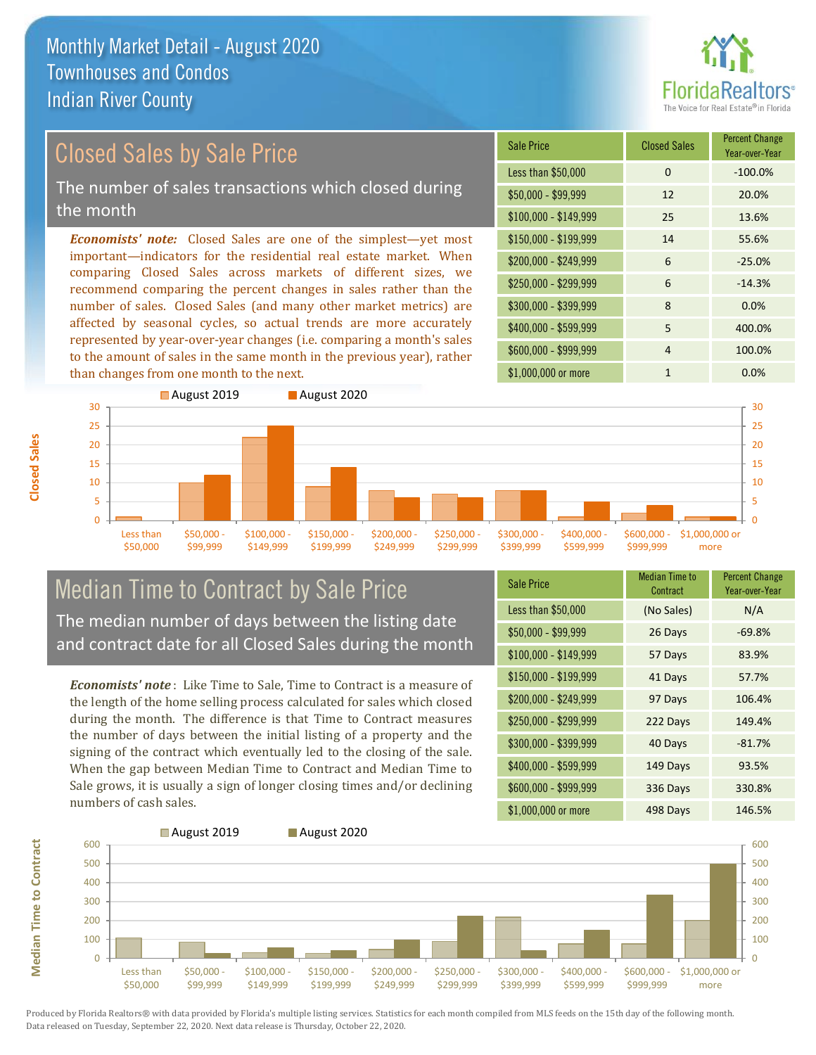# Monthly Market Detail - August 2020
## Townhouses and Condos
## Indian River County

## Closed Sales by Sale Price

The number of sales transactions which closed during the month

***Economists' note:*** Closed Sales are one of the simplest—yet most important—indicators for the residential real estate market. When comparing Closed Sales across markets of different sizes, we recommend comparing the percent changes in sales rather than the number of sales. Closed Sales (and many other market metrics) are affected by seasonal cycles, so actual trends are more accurately represented by year-over-year changes (i.e. comparing a month's sales to the amount of sales in the same month in the previous year), rather than changes from one month to the next.

| Sale Price | Closed Sales | Percent Change Year-over-Year |
|---|---|---|
| Less than $50,000 | 0 | -100.0% |
| $50,000 - $99,999 | 12 | 20.0% |
| $100,000 - $149,999 | 25 | 13.6% |
| $150,000 - $199,999 | 14 | 55.6% |
| $200,000 - $249,999 | 6 | -25.0% |
| $250,000 - $299,999 | 6 | -14.3% |
| $300,000 - $399,999 | 8 | 0.0% |
| $400,000 - $599,999 | 5 | 400.0% |
| $600,000 - $999,999 | 4 | 100.0% |
| $1,000,000 or more | 1 | 0.0% |

## Median Time to Contract by Sale Price

The median number of days between the listing date and contract date for all Closed Sales during the month

***Economists' note*** : Like Time to Sale, Time to Contract is a measure of the length of the home selling process calculated for sales which closed during the month. The difference is that Time to Contract measures the number of days between the initial listing of a property and the signing of the contract which eventually led to the closing of the sale. When the gap between Median Time to Contract and Median Time to Sale grows, it is usually a sign of longer closing times and/or declining numbers of cash sales.

| Sale Price | Median Time to Contract | Percent Change Year-over-Year |
|---|---|---|
| Less than $50,000 | (No Sales) | N/A |
| $50,000 - $99,999 | 26 Days | -69.8% |
| $100,000 - $149,999 | 57 Days | 83.9% |
| $150,000 - $199,999 | 41 Days | 57.7% |
| $200,000 - $249,999 | 97 Days | 106.4% |
| $250,000 - $299,999 | 222 Days | 149.4% |
| $300,000 - $399,999 | 40 Days | -81.7% |
| $400,000 - $599,999 | 149 Days | 93.5% |
| $600,000 - $999,999 | 336 Days | 330.8% |
| $1,000,000 or more | 498 Days | 146.5% |

Produced by Florida Realtors® with data provided by Florida's multiple listing services. Statistics for each month compiled from MLS feeds on the 15th day of the following month. Data released on Tuesday, September 22, 2020. Next data release is Thursday, October 22, 2020.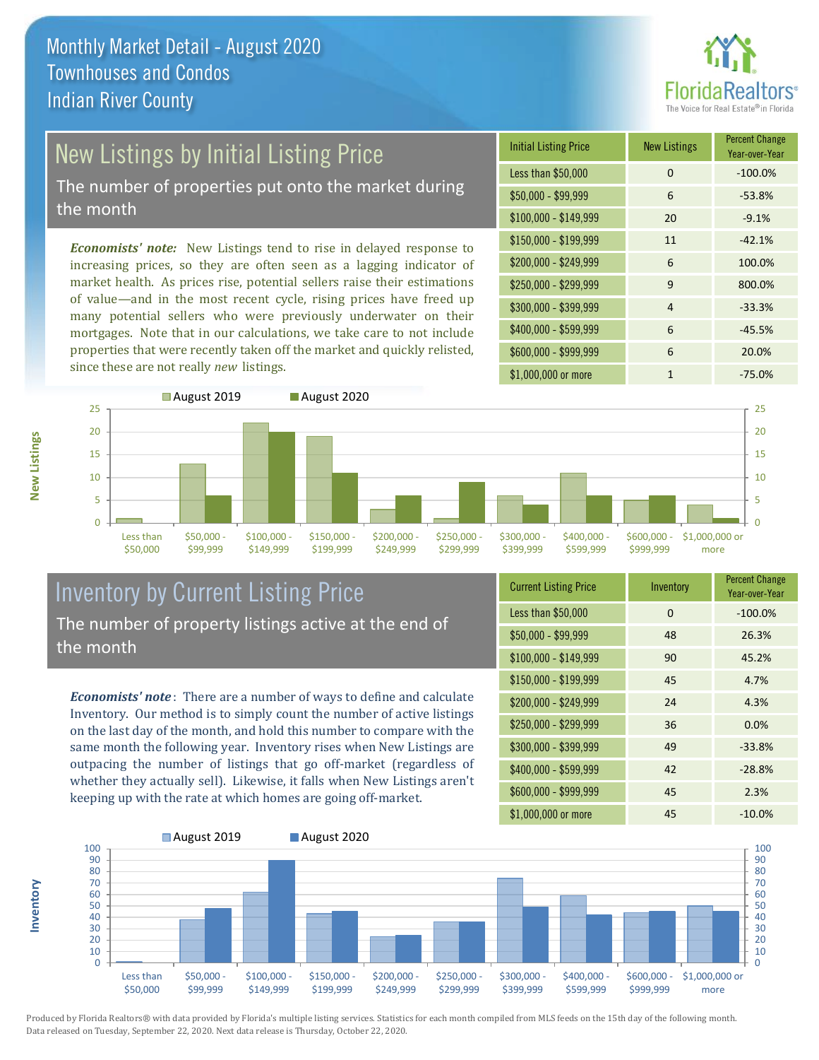# Monthly Market Detail - August 2020
## Townhouses and Condos
## Indian River County

## New Listings by Initial Listing Price

The number of properties put onto the market during the month

*Economists' note:* New Listings tend to rise in delayed response to increasing prices, so they are often seen as a lagging indicator of market health. As prices rise, potential sellers raise their estimations of value—and in the most recent cycle, rising prices have freed up many potential sellers who were previously underwater on their mortgages. Note that in our calculations, we take care to not include properties that were recently taken off the market and quickly relisted, since these are not really *new* listings.

| Initial Listing Price | New Listings | Percent Change Year-over-Year |
|---|---|---|
| Less than $50,000 | 0 | -100.0% |
| $50,000 - $99,999 | 6 | -53.8% |
| $100,000 - $149,999 | 20 | -9.1% |
| $150,000 - $199,999 | 11 | -42.1% |
| $200,000 - $249,999 | 6 | 100.0% |
| $250,000 - $299,999 | 9 | 800.0% |
| $300,000 - $399,999 | 4 | -33.3% |
| $400,000 - $599,999 | 6 | -45.5% |
| $600,000 - $999,999 | 6 | 20.0% |
| $1,000,000 or more | 1 | -75.0% |

## Inventory by Current Listing Price

The number of property listings active at the end of the month

*Economists' note*: There are a number of ways to define and calculate Inventory. Our method is to simply count the number of active listings on the last day of the month, and hold this number to compare with the same month the following year. Inventory rises when New Listings are outpacing the number of listings that go off-market (regardless of whether they actually sell). Likewise, it falls when New Listings aren't keeping up with the rate at which homes are going off-market.

| Current Listing Price | Inventory | Percent Change Year-over-Year |
|---|---|---|
| Less than $50,000 | 0 | -100.0% |
| $50,000 - $99,999 | 48 | 26.3% |
| $100,000 - $149,999 | 90 | 45.2% |
| $150,000 - $199,999 | 45 | 4.7% |
| $200,000 - $249,999 | 24 | 4.3% |
| $250,000 - $299,999 | 36 | 0.0% |
| $300,000 - $399,999 | 49 | -33.8% |
| $400,000 - $599,999 | 42 | -28.8% |
| $600,000 - $999,999 | 45 | 2.3% |
| $1,000,000 or more | 45 | -10.0% |

Produced by Florida Realtors® with data provided by Florida's multiple listing services. Statistics for each month compiled from MLS feeds on the 15th day of the following month. Data released on Tuesday, September 22, 2020. Next data release is Thursday, October 22, 2020.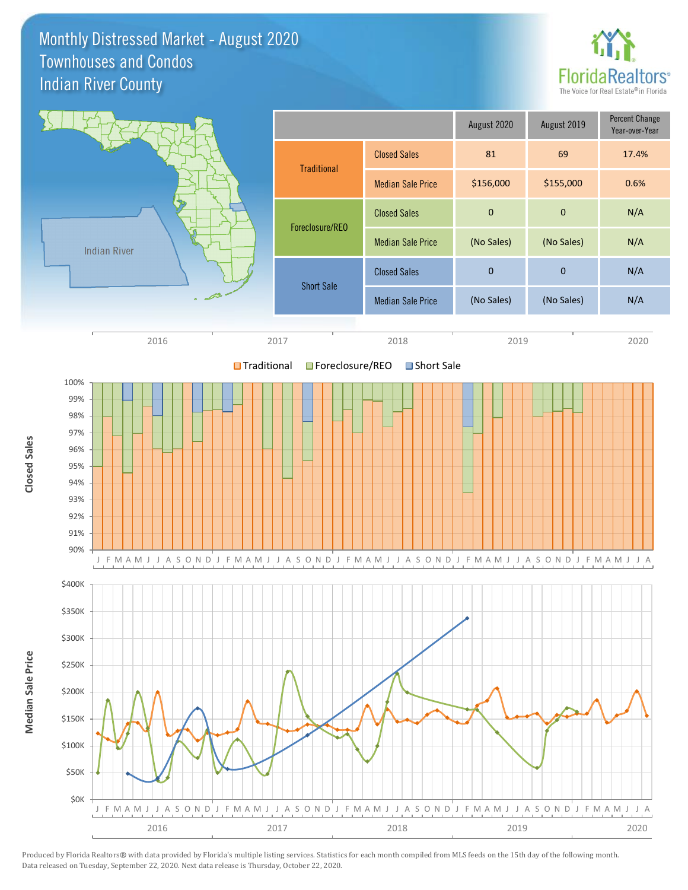# Monthly Distressed Market - August 2020
## Townhouses and Condos
## Indian River County

FloridaRealtors®
The Voice for Real Estate® in Florida

Indian River

| | | August 2020 | August 2019 | Percent Change Year-over-Year |
|---|---|---|---|---|
| Traditional | Closed Sales | 81 | 69 | 17.4% |
| | Median Sale Price | $156,000 | $155,000 | 0.6% |
| Foreclosure/REO | Closed Sales | 0 | 0 | N/A |
| | Median Sale Price | (No Sales) | (No Sales) | N/A |
| Short Sale | Closed Sales | 0 | 0 | N/A |
| | Median Sale Price | (No Sales) | (No Sales) | N/A |

2016 2017 2018 2019 2020

Traditional Foreclosure/REO Short Sale

Closed Sales

100% 99% 98% 97% 96% 95% 94% 93% 92% 91% 90%

J F M A M J J A S O N D J F M A M J J A S O N D J F M A M J J A S O N D J F M A M J J A S O N D J F M A M J J A

Median Sale Price

$400K $350K $300K $250K $200K $150K $100K $50K $0K

J F M A M J J A S O N D J F M A M J J A S O N D J F M A M J J A S O N D J F M A M J J A S O N D J F M A M J J A

2016 2017 2018 2019 2020

Produced by Florida Realtors® with data provided by Florida's multiple listing services. Statistics for each month compiled from MLS feeds on the 15th day of the following month. Data released on Tuesday, September 22, 2020. Next data release is Thursday, October 22, 2020.